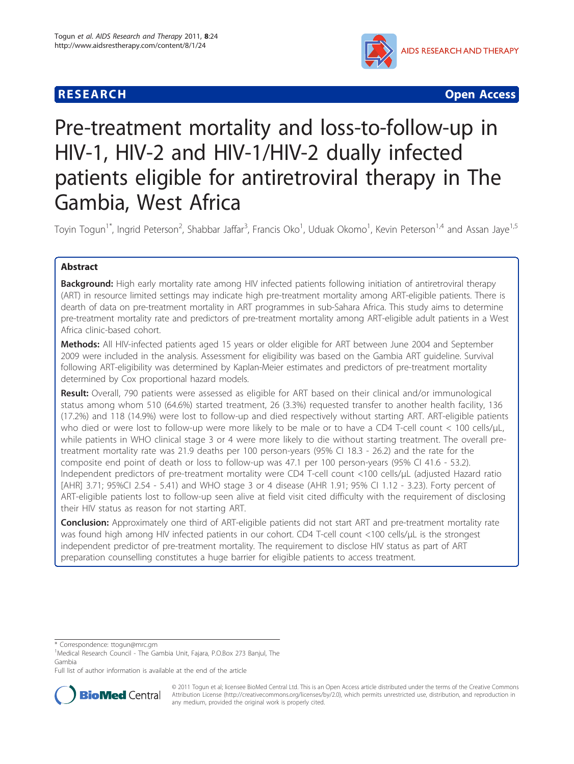RESEARCH Open Access

# Pre-treatment mortality and loss-to-follow-up in HIV-1, HIV-2 and HIV-1/HIV-2 dually infected patients eligible for antiretroviral therapy in The Gambia, West Africa

Toyin Togun[1*], Ingrid Peterson[2], Shabbar Jaffar[3], Francis Oko[1], Uduak Okomo[1], Kevin Peterson[1,4] and Assan Jaye[1,5]

## Abstract

**Background:** High early mortality rate among HIV infected patients following initiation of antiretroviral therapy (ART) in resource limited settings may indicate high pre-treatment mortality among ART-eligible patients. There is dearth of data on pre-treatment mortality in ART programmes in sub-Sahara Africa. This study aims to determine pre-treatment mortality rate and predictors of pre-treatment mortality among ART-eligible adult patients in a West Africa clinic-based cohort.

**Methods:** All HIV-infected patients aged 15 years or older eligible for ART between June 2004 and September 2009 were included in the analysis. Assessment for eligibility was based on the Gambia ART guideline. Survival following ART-eligibility was determined by Kaplan-Meier estimates and predictors of pre-treatment mortality determined by Cox proportional hazard models.

**Result:** Overall, 790 patients were assessed as eligible for ART based on their clinical and/or immunological status among whom 510 (64.6%) started treatment, 26 (3.3%) requested transfer to another health facility, 136 (17.2%) and 118 (14.9%) were lost to follow-up and died respectively without starting ART. ART-eligible patients who died or were lost to follow-up were more likely to be male or to have a CD4 T-cell count < 100 cells/μL, while patients in WHO clinical stage 3 or 4 were more likely to die without starting treatment. The overall pre-treatment mortality rate was 21.9 deaths per 100 person-years (95% CI 18.3 - 26.2) and the rate for the composite end point of death or loss to follow-up was 47.1 per 100 person-years (95% CI 41.6 - 53.2). Independent predictors of pre-treatment mortality were CD4 T-cell count <100 cells/μL (adjusted Hazard ratio [AHR] 3.71; 95%CI 2.54 - 5.41) and WHO stage 3 or 4 disease (AHR 1.91; 95% CI 1.12 - 3.23). Forty percent of ART-eligible patients lost to follow-up seen alive at field visit cited difficulty with the requirement of disclosing their HIV status as reason for not starting ART.

**Conclusion:** Approximately one third of ART-eligible patients did not start ART and pre-treatment mortality rate was found high among HIV infected patients in our cohort. CD4 T-cell count <100 cells/μL is the strongest independent predictor of pre-treatment mortality. The requirement to disclose HIV status as part of ART preparation counselling constitutes a huge barrier for eligible patients to access treatment.

---

\* Correspondence: ttogun@mrc.gm

[1]Medical Research Council - The Gambia Unit, Fajara, P.O.Box 273 Banjul, The Gambia

Full list of author information is available at the end of the article

© 2011 Togun et al; licensee BioMed Central Ltd. This is an Open Access article distributed under the terms of the Creative Commons Attribution License (http://creativecommons.org/licenses/by/2.0), which permits unrestricted use, distribution, and reproduction in any medium, provided the original work is properly cited.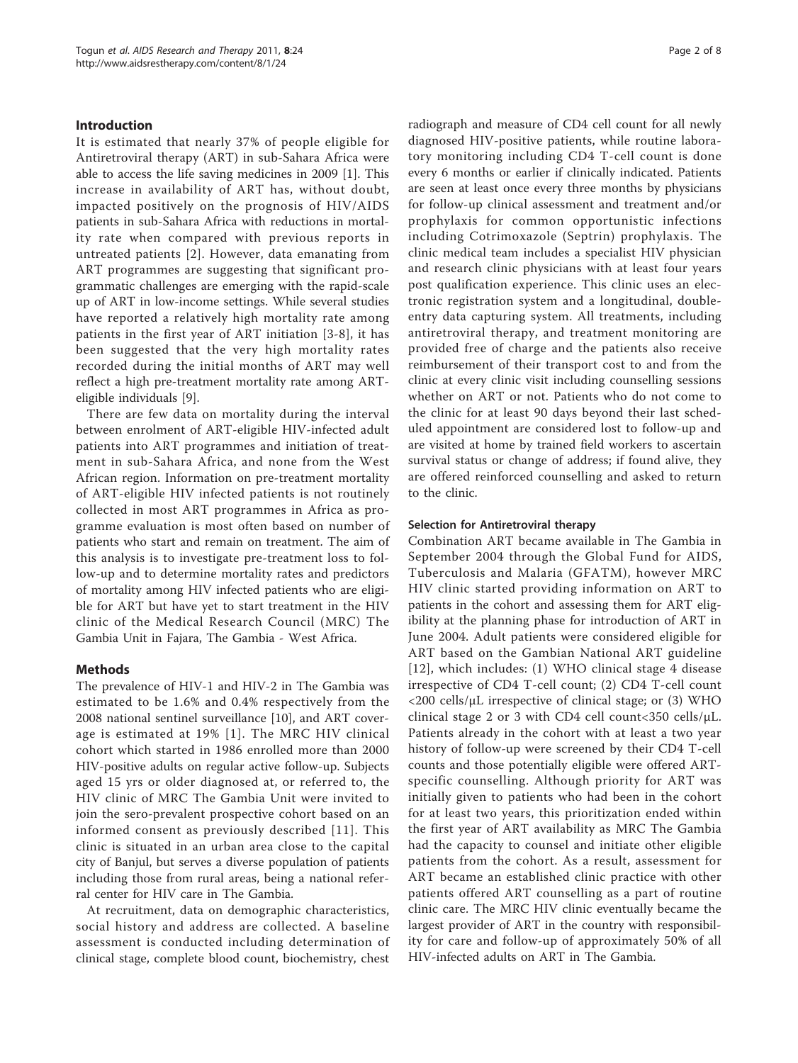## Introduction

It is estimated that nearly 37% of people eligible for Antiretroviral therapy (ART) in sub-Sahara Africa were able to access the life saving medicines in 2009 [1]. This increase in availability of ART has, without doubt, impacted positively on the prognosis of HIV/AIDS patients in sub-Sahara Africa with reductions in mortality rate when compared with previous reports in untreated patients [2]. However, data emanating from ART programmes are suggesting that significant programmatic challenges are emerging with the rapid-scale up of ART in low-income settings. While several studies have reported a relatively high mortality rate among patients in the first year of ART initiation [3-8], it has been suggested that the very high mortality rates recorded during the initial months of ART may well reflect a high pre-treatment mortality rate among ART-eligible individuals [9].

There are few data on mortality during the interval between enrolment of ART-eligible HIV-infected adult patients into ART programmes and initiation of treatment in sub-Sahara Africa, and none from the West African region. Information on pre-treatment mortality of ART-eligible HIV infected patients is not routinely collected in most ART programmes in Africa as programme evaluation is most often based on number of patients who start and remain on treatment. The aim of this analysis is to investigate pre-treatment loss to follow-up and to determine mortality rates and predictors of mortality among HIV infected patients who are eligible for ART but have yet to start treatment in the HIV clinic of the Medical Research Council (MRC) The Gambia Unit in Fajara, The Gambia - West Africa.

## Methods

The prevalence of HIV-1 and HIV-2 in The Gambia was estimated to be 1.6% and 0.4% respectively from the 2008 national sentinel surveillance [10], and ART coverage is estimated at 19% [1]. The MRC HIV clinical cohort which started in 1986 enrolled more than 2000 HIV-positive adults on regular active follow-up. Subjects aged 15 yrs or older diagnosed at, or referred to, the HIV clinic of MRC The Gambia Unit were invited to join the sero-prevalent prospective cohort based on an informed consent as previously described [11]. This clinic is situated in an urban area close to the capital city of Banjul, but serves a diverse population of patients including those from rural areas, being a national referral center for HIV care in The Gambia.

At recruitment, data on demographic characteristics, social history and address are collected. A baseline assessment is conducted including determination of clinical stage, complete blood count, biochemistry, chest radiograph and measure of CD4 cell count for all newly diagnosed HIV-positive patients, while routine laboratory monitoring including CD4 T-cell count is done every 6 months or earlier if clinically indicated. Patients are seen at least once every three months by physicians for follow-up clinical assessment and treatment and/or prophylaxis for common opportunistic infections including Cotrimoxazole (Septrin) prophylaxis. The clinic medical team includes a specialist HIV physician and research clinic physicians with at least four years post qualification experience. This clinic uses an electronic registration system and a longitudinal, double-entry data capturing system. All treatments, including antiretroviral therapy, and treatment monitoring are provided free of charge and the patients also receive reimbursement of their transport cost to and from the clinic at every clinic visit including counselling sessions whether on ART or not. Patients who do not come to the clinic for at least 90 days beyond their last scheduled appointment are considered lost to follow-up and are visited at home by trained field workers to ascertain survival status or change of address; if found alive, they are offered reinforced counselling and asked to return to the clinic.

### Selection for Antiretroviral therapy

Combination ART became available in The Gambia in September 2004 through the Global Fund for AIDS, Tuberculosis and Malaria (GFATM), however MRC HIV clinic started providing information on ART to patients in the cohort and assessing them for ART eligibility at the planning phase for introduction of ART in June 2004. Adult patients were considered eligible for ART based on the Gambian National ART guideline [12], which includes: (1) WHO clinical stage 4 disease irrespective of CD4 T-cell count; (2) CD4 T-cell count <200 cells/μL irrespective of clinical stage; or (3) WHO clinical stage 2 or 3 with CD4 cell count<350 cells/μL. Patients already in the cohort with at least a two year history of follow-up were screened by their CD4 T-cell counts and those potentially eligible were offered ART-specific counselling. Although priority for ART was initially given to patients who had been in the cohort for at least two years, this prioritization ended within the first year of ART availability as MRC The Gambia had the capacity to counsel and initiate other eligible patients from the cohort. As a result, assessment for ART became an established clinic practice with other patients offered ART counselling as a part of routine clinic care. The MRC HIV clinic eventually became the largest provider of ART in the country with responsibility for care and follow-up of approximately 50% of all HIV-infected adults on ART in The Gambia.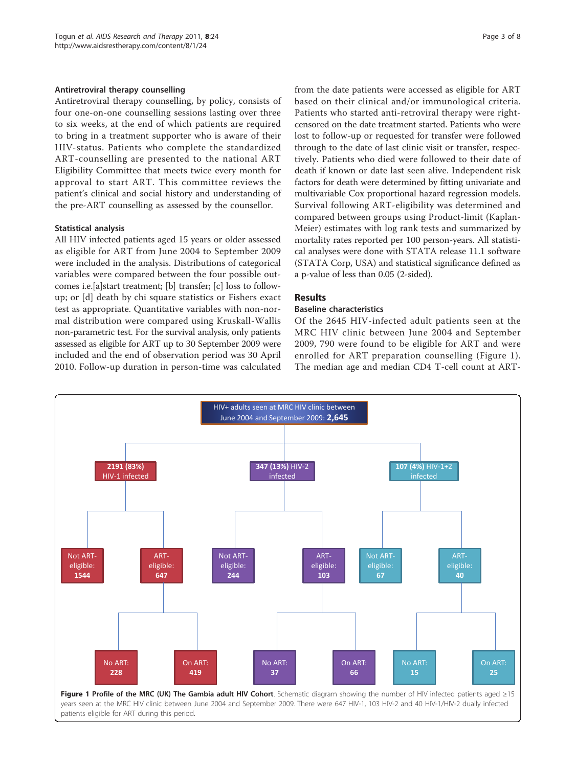### Antiretroviral therapy counselling

Antiretroviral therapy counselling, by policy, consists of four one-on-one counselling sessions lasting over three to six weeks, at the end of which patients are required to bring in a treatment supporter who is aware of their HIV-status. Patients who complete the standardized ART-counselling are presented to the national ART Eligibility Committee that meets twice every month for approval to start ART. This committee reviews the patient's clinical and social history and understanding of the pre-ART counselling as assessed by the counsellor.

### Statistical analysis

All HIV infected patients aged 15 years or older assessed as eligible for ART from June 2004 to September 2009 were included in the analysis. Distributions of categorical variables were compared between the four possible outcomes i.e.[a]start treatment; [b] transfer; [c] loss to follow-up; or [d] death by chi square statistics or Fishers exact test as appropriate. Quantitative variables with non-normal distribution were compared using Kruskall-Wallis non-parametric test. For the survival analysis, only patients assessed as eligible for ART up to 30 September 2009 were included and the end of observation period was 30 April 2010. Follow-up duration in person-time was calculated from the date patients were accessed as eligible for ART based on their clinical and/or immunological criteria. Patients who started anti-retroviral therapy were right-censored on the date treatment started. Patients who were lost to follow-up or requested for transfer were followed through to the date of last clinic visit or transfer, respectively. Patients who died were followed to their date of death if known or date last seen alive. Independent risk factors for death were determined by fitting univariate and multivariable Cox proportional hazard regression models. Survival following ART-eligibility was determined and compared between groups using Product-limit (Kaplan-Meier) estimates with log rank tests and summarized by mortality rates reported per 100 person-years. All statistical analyses were done with STATA release 11.1 software (STATA Corp, USA) and statistical significance defined as a p-value of less than 0.05 (2-sided).

## Results

### Baseline characteristics

Of the 2645 HIV-infected adult patients seen at the MRC HIV clinic between June 2004 and September 2009, 790 were found to be eligible for ART and were enrolled for ART preparation counselling (Figure 1). The median age and median CD4 T-cell count at ART-

HIV+ adults seen at MRC HIV clinic between June 2004 and September 2009: **2,645**

- **2191 (83%)** HIV-1 infected
  - Not ART-eligible: **1544**
  - ART-eligible: **647**
    - No ART: **228**
    - On ART: **419**
- **347 (13%)** HIV-2 infected
  - Not ART-eligible: **244**
  - ART-eligible: **103**
    - No ART: **37**
    - On ART: **66**
- **107 (4%)** HIV-1+2 infected
  - Not ART-eligible: **67**
  - ART-eligible: **40**
    - No ART: **15**
    - On ART: **25**

**Figure 1 Profile of the MRC (UK) The Gambia adult HIV Cohort**. Schematic diagram showing the number of HIV infected patients aged ≥15 years seen at the MRC HIV clinic between June 2004 and September 2009. There were 647 HIV-1, 103 HIV-2 and 40 HIV-1/HIV-2 dually infected patients eligible for ART during this period.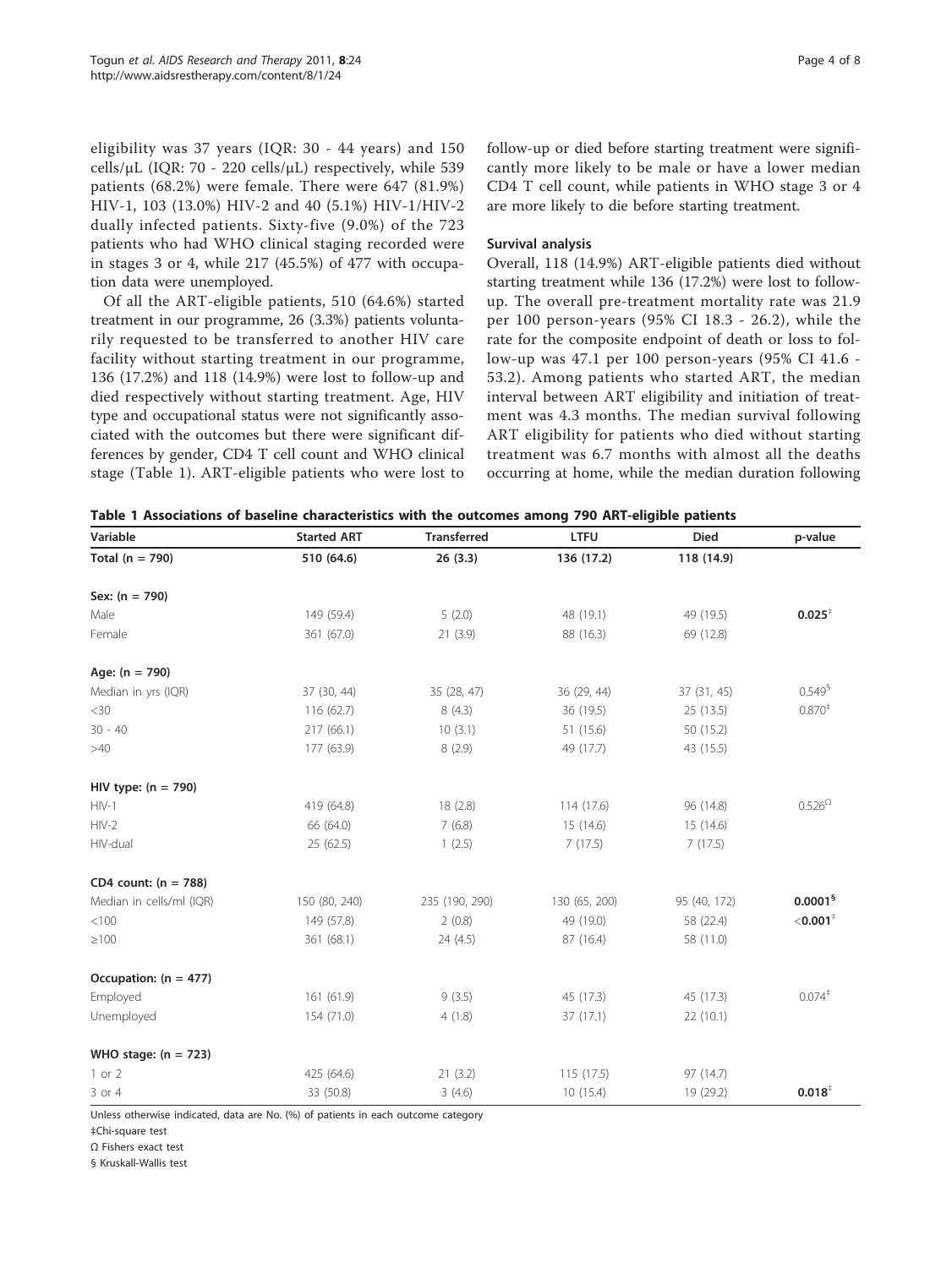eligibility was 37 years (IQR: 30 - 44 years) and 150 cells/μL (IQR: 70 - 220 cells/μL) respectively, while 539 patients (68.2%) were female. There were 647 (81.9%) HIV-1, 103 (13.0%) HIV-2 and 40 (5.1%) HIV-1/HIV-2 dually infected patients. Sixty-five (9.0%) of the 723 patients who had WHO clinical staging recorded were in stages 3 or 4, while 217 (45.5%) of 477 with occupation data were unemployed.

Of all the ART-eligible patients, 510 (64.6%) started treatment in our programme, 26 (3.3%) patients voluntarily requested to be transferred to another HIV care facility without starting treatment in our programme, 136 (17.2%) and 118 (14.9%) were lost to follow-up and died respectively without starting treatment. Age, HIV type and occupational status were not significantly associated with the outcomes but there were significant differences by gender, CD4 T cell count and WHO clinical stage (Table 1). ART-eligible patients who were lost to follow-up or died before starting treatment were significantly more likely to be male or have a lower median CD4 T cell count, while patients in WHO stage 3 or 4 are more likely to die before starting treatment.

### Survival analysis

Overall, 118 (14.9%) ART-eligible patients died without starting treatment while 136 (17.2%) were lost to follow-up. The overall pre-treatment mortality rate was 21.9 per 100 person-years (95% CI 18.3 - 26.2), while the rate for the composite endpoint of death or loss to follow-up was 47.1 per 100 person-years (95% CI 41.6 - 53.2). Among patients who started ART, the median interval between ART eligibility and initiation of treatment was 4.3 months. The median survival following ART eligibility for patients who died without starting treatment was 6.7 months with almost all the deaths occurring at home, while the median duration following

**Table 1 Associations of baseline characteristics with the outcomes among 790 ART-eligible patients**

| Variable | Started ART | Transferred | LTFU | Died | p-value |
|---|---|---|---|---|---|
| **Total (n = 790)** | **510 (64.6)** | **26 (3.3)** | **136 (17.2)** | **118 (14.9)** | |
| **Sex: (n = 790)** | | | | | |
| Male | 149 (59.4) | 5 (2.0) | 48 (19.1) | 49 (19.5) | **0.025**‡ |
| Female | 361 (67.0) | 21 (3.9) | 88 (16.3) | 69 (12.8) | |
| **Age: (n = 790)** | | | | | |
| Median in yrs (IQR) | 37 (30, 44) | 35 (28, 47) | 36 (29, 44) | 37 (31, 45) | 0.549§ |
| <30 | 116 (62.7) | 8 (4.3) | 36 (19.5) | 25 (13.5) | 0.870‡ |
| 30 - 40 | 217 (66.1) | 10 (3.1) | 51 (15.6) | 50 (15.2) | |
| >40 | 177 (63.9) | 8 (2.9) | 49 (17.7) | 43 (15.5) | |
| **HIV type: (n = 790)** | | | | | |
| HIV-1 | 419 (64.8) | 18 (2.8) | 114 (17.6) | 96 (14.8) | 0.526Ω |
| HIV-2 | 66 (64.0) | 7 (6.8) | 15 (14.6) | 15 (14.6) | |
| HIV-dual | 25 (62.5) | 1 (2.5) | 7 (17.5) | 7 (17.5) | |
| **CD4 count: (n = 788)** | | | | | |
| Median in cells/ml (IQR) | 150 (80, 240) | 235 (190, 290) | 130 (65, 200) | 95 (40, 172) | **0.0001**§ |
| <100 | 149 (57.8) | 2 (0.8) | 49 (19.0) | 58 (22.4) | **<0.001**‡ |
| ≥100 | 361 (68.1) | 24 (4.5) | 87 (16.4) | 58 (11.0) | |
| **Occupation: (n = 477)** | | | | | |
| Employed | 161 (61.9) | 9 (3.5) | 45 (17.3) | 45 (17.3) | 0.074‡ |
| Unemployed | 154 (71.0) | 4 (1.8) | 37 (17.1) | 22 (10.1) | |
| **WHO stage: (n = 723)** | | | | | |
| 1 or 2 | 425 (64.6) | 21 (3.2) | 115 (17.5) | 97 (14.7) | |
| 3 or 4 | 33 (50.8) | 3 (4.6) | 10 (15.4) | 19 (29.2) | **0.018**‡ |

Unless otherwise indicated, data are No. (%) of patients in each outcome category

‡Chi-square test

Ω Fishers exact test

§ Kruskall-Wallis test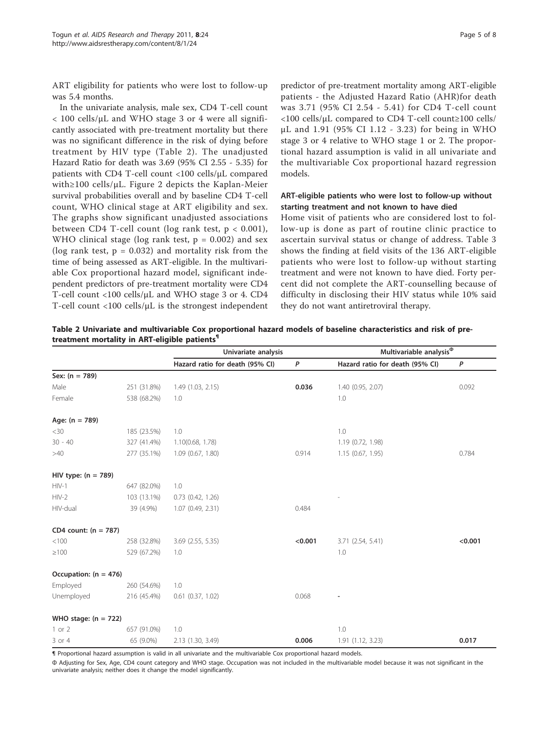ART eligibility for patients who were lost to follow-up was 5.4 months.

In the univariate analysis, male sex, CD4 T-cell count < 100 cells/μL and WHO stage 3 or 4 were all significantly associated with pre-treatment mortality but there was no significant difference in the risk of dying before treatment by HIV type (Table 2). The unadjusted Hazard Ratio for death was 3.69 (95% CI 2.55 - 5.35) for patients with CD4 T-cell count <100 cells/μL compared with≥100 cells/μL. Figure 2 depicts the Kaplan-Meier survival probabilities overall and by baseline CD4 T-cell count, WHO clinical stage at ART eligibility and sex. The graphs show significant unadjusted associations between CD4 T-cell count (log rank test, $p < 0.001$), WHO clinical stage (log rank test, $p = 0.002$) and sex (log rank test, $p = 0.032$) and mortality risk from the time of being assessed as ART-eligible. In the multivariable Cox proportional hazard model, significant independent predictors of pre-treatment mortality were CD4 T-cell count <100 cells/μL and WHO stage 3 or 4. CD4 T-cell count <100 cells/μL is the strongest independent predictor of pre-treatment mortality among ART-eligible patients - the Adjusted Hazard Ratio (AHR)for death was 3.71 (95% CI 2.54 - 5.41) for CD4 T-cell count <100 cells/μL compared to CD4 T-cell count≥100 cells/μL and 1.91 (95% CI 1.12 - 3.23) for being in WHO stage 3 or 4 relative to WHO stage 1 or 2. The proportional hazard assumption is valid in all univariate and the multivariable Cox proportional hazard regression models.

### ART-eligible patients who were lost to follow-up without starting treatment and not known to have died

Home visit of patients who are considered lost to follow-up is done as part of routine clinic practice to ascertain survival status or change of address. Table 3 shows the finding at field visits of the 136 ART-eligible patients who were lost to follow-up without starting treatment and were not known to have died. Forty percent did not complete the ART-counselling because of difficulty in disclosing their HIV status while 10% said they do not want antiretroviral therapy.

**Table 2 Univariate and multivariable Cox proportional hazard models of baseline characteristics and risk of pre-treatment mortality in ART-eligible patients¶**

| | | Univariate analysis | | Multivariable analysis[Φ] | |
|---|---|---|---|---|---|
| | | Hazard ratio for death (95% CI) | *P* | Hazard ratio for death (95% CI) | *P* |
| **Sex: (n = 789)** | | | | | |
| Male | 251 (31.8%) | 1.49 (1.03, 2.15) | **0.036** | 1.40 (0.95, 2.07) | 0.092 |
| Female | 538 (68.2%) | 1.0 | | 1.0 | |
| **Age: (n = 789)** | | | | | |
| <30 | 185 (23.5%) | 1.0 | | 1.0 | |
| 30 - 40 | 327 (41.4%) | 1.10(0.68, 1.78) | | 1.19 (0.72, 1.98) | |
| >40 | 277 (35.1%) | 1.09 (0.67, 1.80) | 0.914 | 1.15 (0.67, 1.95) | 0.784 |
| **HIV type: (n = 789)** | | | | | |
| HIV-1 | 647 (82.0%) | 1.0 | | | |
| HIV-2 | 103 (13.1%) | 0.73 (0.42, 1.26) | | - | |
| HIV-dual | 39 (4.9%) | 1.07 (0.49, 2.31) | 0.484 | | |
| **CD4 count: (n = 787)** | | | | | |
| <100 | 258 (32.8%) | 3.69 (2.55, 5.35) | **<0.001** | 3.71 (2.54, 5.41) | **<0.001** |
| ≥100 | 529 (67.2%) | 1.0 | | 1.0 | |
| **Occupation: (n = 476)** | | | | | |
| Employed | 260 (54.6%) | 1.0 | | | |
| Unemployed | 216 (45.4%) | 0.61 (0.37, 1.02) | 0.068 | - | |
| **WHO stage: (n = 722)** | | | | | |
| 1 or 2 | 657 (91.0%) | 1.0 | | 1.0 | |
| 3 or 4 | 65 (9.0%) | 2.13 (1.30, 3.49) | **0.006** | 1.91 (1.12, 3.23) | **0.017** |

¶ Proportional hazard assumption is valid in all univariate and the multivariable Cox proportional hazard models.

Φ Adjusting for Sex, Age, CD4 count category and WHO stage. Occupation was not included in the multivariable model because it was not significant in the univariate analysis; neither does it change the model significantly.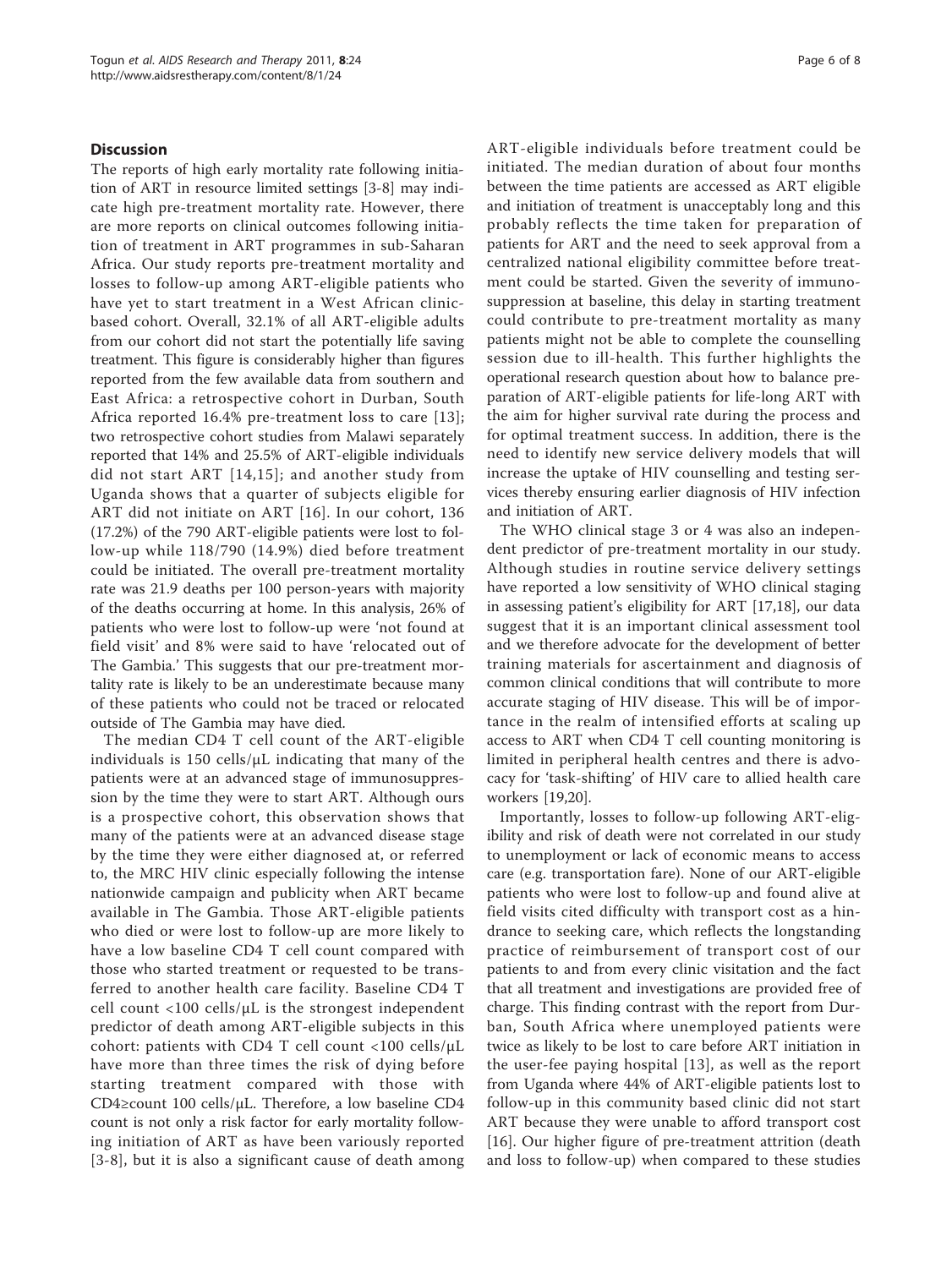## Discussion

The reports of high early mortality rate following initiation of ART in resource limited settings [3-8] may indicate high pre-treatment mortality rate. However, there are more reports on clinical outcomes following initiation of treatment in ART programmes in sub-Saharan Africa. Our study reports pre-treatment mortality and losses to follow-up among ART-eligible patients who have yet to start treatment in a West African clinic-based cohort. Overall, 32.1% of all ART-eligible adults from our cohort did not start the potentially life saving treatment. This figure is considerably higher than figures reported from the few available data from southern and East Africa: a retrospective cohort in Durban, South Africa reported 16.4% pre-treatment loss to care [13]; two retrospective cohort studies from Malawi separately reported that 14% and 25.5% of ART-eligible individuals did not start ART [14,15]; and another study from Uganda shows that a quarter of subjects eligible for ART did not initiate on ART [16]. In our cohort, 136 (17.2%) of the 790 ART-eligible patients were lost to follow-up while 118/790 (14.9%) died before treatment could be initiated. The overall pre-treatment mortality rate was 21.9 deaths per 100 person-years with majority of the deaths occurring at home. In this analysis, 26% of patients who were lost to follow-up were 'not found at field visit' and 8% were said to have 'relocated out of The Gambia.' This suggests that our pre-treatment mortality rate is likely to be an underestimate because many of these patients who could not be traced or relocated outside of The Gambia may have died.

The median CD4 T cell count of the ART-eligible individuals is 150 cells/μL indicating that many of the patients were at an advanced stage of immunosuppression by the time they were to start ART. Although ours is a prospective cohort, this observation shows that many of the patients were at an advanced disease stage by the time they were either diagnosed at, or referred to, the MRC HIV clinic especially following the intense nationwide campaign and publicity when ART became available in The Gambia. Those ART-eligible patients who died or were lost to follow-up are more likely to have a low baseline CD4 T cell count compared with those who started treatment or requested to be transferred to another health care facility. Baseline CD4 T cell count <100 cells/μL is the strongest independent predictor of death among ART-eligible subjects in this cohort: patients with CD4 T cell count <100 cells/μL have more than three times the risk of dying before starting treatment compared with those with CD4≥count 100 cells/μL. Therefore, a low baseline CD4 count is not only a risk factor for early mortality following initiation of ART as have been variously reported [3-8], but it is also a significant cause of death among ART-eligible individuals before treatment could be initiated. The median duration of about four months between the time patients are accessed as ART eligible and initiation of treatment is unacceptably long and this probably reflects the time taken for preparation of patients for ART and the need to seek approval from a centralized national eligibility committee before treatment could be started. Given the severity of immunosuppression at baseline, this delay in starting treatment could contribute to pre-treatment mortality as many patients might not be able to complete the counselling session due to ill-health. This further highlights the operational research question about how to balance preparation of ART-eligible patients for life-long ART with the aim for higher survival rate during the process and for optimal treatment success. In addition, there is the need to identify new service delivery models that will increase the uptake of HIV counselling and testing services thereby ensuring earlier diagnosis of HIV infection and initiation of ART.

The WHO clinical stage 3 or 4 was also an independent predictor of pre-treatment mortality in our study. Although studies in routine service delivery settings have reported a low sensitivity of WHO clinical staging in assessing patient's eligibility for ART [17,18], our data suggest that it is an important clinical assessment tool and we therefore advocate for the development of better training materials for ascertainment and diagnosis of common clinical conditions that will contribute to more accurate staging of HIV disease. This will be of importance in the realm of intensified efforts at scaling up access to ART when CD4 T cell counting monitoring is limited in peripheral health centres and there is advocacy for 'task-shifting' of HIV care to allied health care workers [19,20].

Importantly, losses to follow-up following ART-eligibility and risk of death were not correlated in our study to unemployment or lack of economic means to access care (e.g. transportation fare). None of our ART-eligible patients who were lost to follow-up and found alive at field visits cited difficulty with transport cost as a hindrance to seeking care, which reflects the longstanding practice of reimbursement of transport cost of our patients to and from every clinic visitation and the fact that all treatment and investigations are provided free of charge. This finding contrast with the report from Durban, South Africa where unemployed patients were twice as likely to be lost to care before ART initiation in the user-fee paying hospital [13], as well as the report from Uganda where 44% of ART-eligible patients lost to follow-up in this community based clinic did not start ART because they were unable to afford transport cost [16]. Our higher figure of pre-treatment attrition (death and loss to follow-up) when compared to these studies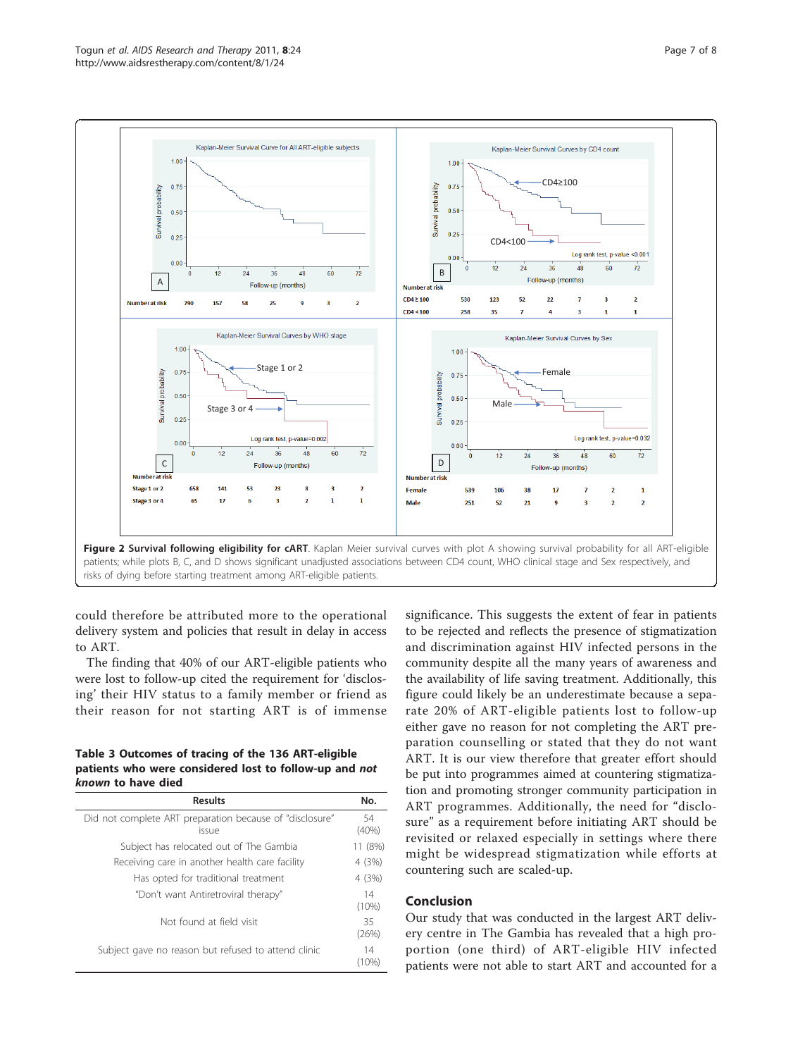**Figure 2 Survival following eligibility for cART**. Kaplan Meier survival curves with plot A showing survival probability for all ART-eligible patients; while plots B, C, and D shows significant unadjusted associations between CD4 count, WHO clinical stage and Sex respectively, and risks of dying before starting treatment among ART-eligible patients.

could therefore be attributed more to the operational delivery system and policies that result in delay in access to ART.

The finding that 40% of our ART-eligible patients who were lost to follow-up cited the requirement for 'disclosing' their HIV status to a family member or friend as their reason for not starting ART is of immense significance. This suggests the extent of fear in patients to be rejected and reflects the presence of stigmatization and discrimination against HIV infected persons in the community despite all the many years of awareness and the availability of life saving treatment. Additionally, this figure could likely be an underestimate because a separate 20% of ART-eligible patients lost to follow-up either gave no reason for not completing the ART preparation counselling or stated that they do not want ART. It is our view therefore that greater effort should be put into programmes aimed at countering stigmatization and promoting stronger community participation in ART programmes. Additionally, the need for "disclosure" as a requirement before initiating ART should be revisited or relaxed especially in settings where there might be widespread stigmatization while efforts at countering such are scaled-up.

**Table 3 Outcomes of tracing of the 136 ART-eligible patients who were considered lost to follow-up and *not known* to have died**

| Results | No. |
|---|---|
| Did not complete ART preparation because of "disclosure" issue | 54 (40%) |
| Subject has relocated out of The Gambia | 11 (8%) |
| Receiving care in another health care facility | 4 (3%) |
| Has opted for traditional treatment | 4 (3%) |
| "Don't want Antiretroviral therapy" | 14 (10%) |
| Not found at field visit | 35 (26%) |
| Subject gave no reason but refused to attend clinic | 14 (10%) |

## Conclusion

Our study that was conducted in the largest ART delivery centre in The Gambia has revealed that a high proportion (one third) of ART-eligible HIV infected patients were not able to start ART and accounted for a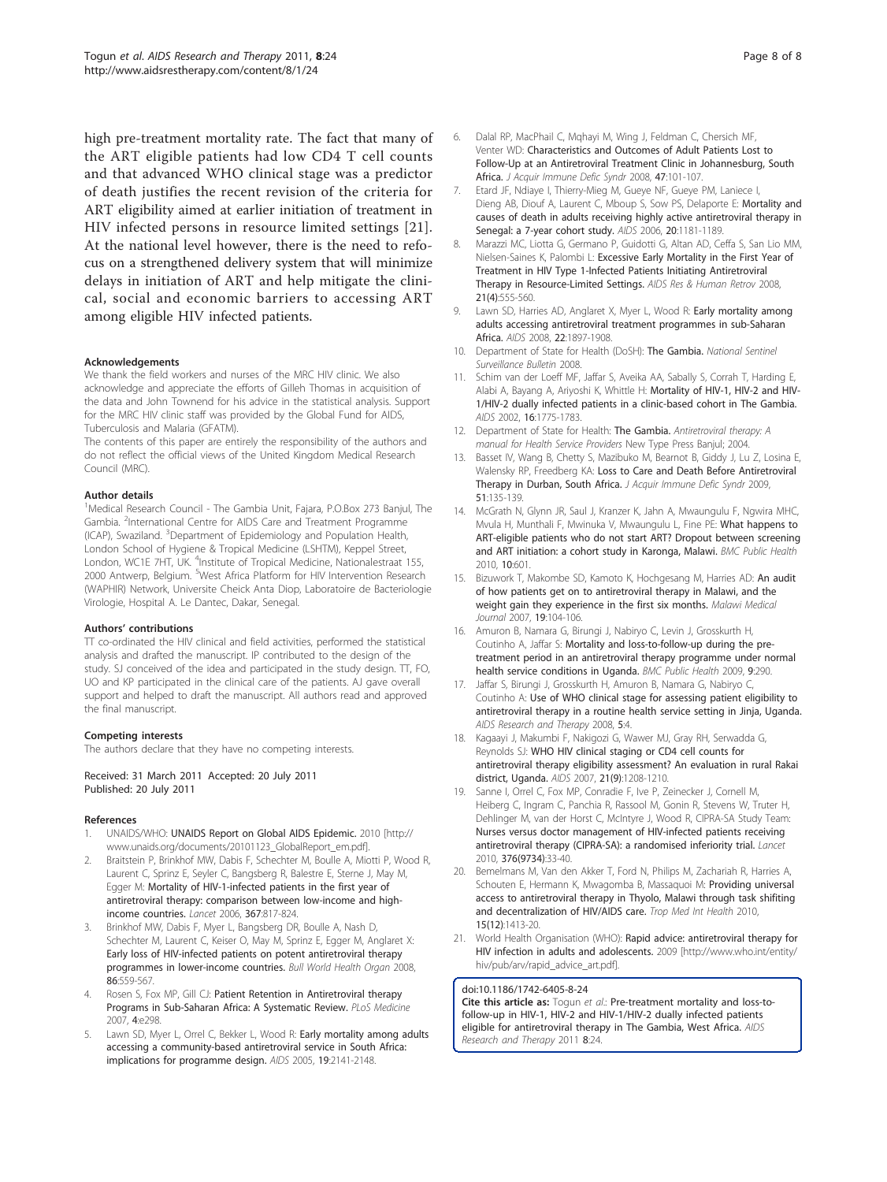high pre-treatment mortality rate. The fact that many of the ART eligible patients had low CD4 T cell counts and that advanced WHO clinical stage was a predictor of death justifies the recent revision of the criteria for ART eligibility aimed at earlier initiation of treatment in HIV infected persons in resource limited settings [21]. At the national level however, there is the need to refocus on a strengthened delivery system that will minimize delays in initiation of ART and help mitigate the clinical, social and economic barriers to accessing ART among eligible HIV infected patients.

#### Acknowledgements

We thank the field workers and nurses of the MRC HIV clinic. We also acknowledge and appreciate the efforts of Gilleh Thomas in acquisition of the data and John Townend for his advice in the statistical analysis. Support for the MRC HIV clinic staff was provided by the Global Fund for AIDS, Tuberculosis and Malaria (GFATM).

The contents of this paper are entirely the responsibility of the authors and do not reflect the official views of the United Kingdom Medical Research Council (MRC).

#### Author details

[1]Medical Research Council - The Gambia Unit, Fajara, P.O.Box 273 Banjul, The Gambia. [2]International Centre for AIDS Care and Treatment Programme (ICAP), Swaziland. [3]Department of Epidemiology and Population Health, London School of Hygiene & Tropical Medicine (LSHTM), Keppel Street, London, WC1E 7HT, UK. [4]Institute of Tropical Medicine, Nationalestraat 155, 2000 Antwerp, Belgium. [5]West Africa Platform for HIV Intervention Research (WAPHIR) Network, Universite Cheick Anta Diop, Laboratoire de Bacteriologie Virologie, Hospital A. Le Dantec, Dakar, Senegal.

#### Authors' contributions

TT co-ordinated the HIV clinical and field activities, performed the statistical analysis and drafted the manuscript. IP contributed to the design of the study. SJ conceived of the idea and participated in the study design. TT, FO, UO and KP participated in the clinical care of the patients. AJ gave overall support and helped to draft the manuscript. All authors read and approved the final manuscript.

#### Competing interests

The authors declare that they have no competing interests.

Received: 31 March 2011 Accepted: 20 July 2011
Published: 20 July 2011

#### References

1. UNAIDS/WHO: **UNAIDS Report on Global AIDS Epidemic.** 2010 [http://www.unaids.org/documents/20101123_GlobalReport_em.pdf].
2. Braitstein P, Brinkhof MW, Dabis F, Schechter M, Boulle A, Miotti P, Wood R, Laurent C, Sprinz E, Seyler C, Bangsberg R, Balestre E, Sterne J, May M, Egger M: **Mortality of HIV-1-infected patients in the first year of antiretroviral therapy: comparison between low-income and high-income countries.** *Lancet* 2006, **367**:817-824.
3. Brinkhof MW, Dabis F, Myer L, Bangsberg DR, Boulle A, Nash D, Schechter M, Laurent C, Keiser O, May M, Sprinz E, Egger M, Anglaret X: **Early loss of HIV-infected patients on potent antiretroviral therapy programmes in lower-income countries.** *Bull World Health Organ* 2008, **86**:559-567.
4. Rosen S, Fox MP, Gill CJ: **Patient Retention in Antiretroviral therapy Programs in Sub-Saharan Africa: A Systematic Review.** *PLoS Medicine* 2007, **4**:e298.
5. Lawn SD, Myer L, Orrel C, Bekker L, Wood R: **Early mortality among adults accessing a community-based antiretroviral service in South Africa: implications for programme design.** *AIDS* 2005, **19**:2141-2148.
6. Dalal RP, MacPhail C, Mqhayi M, Wing J, Feldman C, Chersich MF, Venter WD: **Characteristics and Outcomes of Adult Patients Lost to Follow-Up at an Antiretroviral Treatment Clinic in Johannesburg, South Africa.** *J Acquir Immune Defic Syndr* 2008, **47**:101-107.
7. Etard JF, Ndiaye I, Thierry-Mieg M, Gueye NF, Gueye PM, Laniece I, Dieng AB, Diouf A, Laurent C, Mboup S, Sow PS, Delaporte E: **Mortality and causes of death in adults receiving highly active antiretroviral therapy in Senegal: a 7-year cohort study.** *AIDS* 2006, **20**:1181-1189.
8. Marazzi MC, Liotta G, Germano P, Guidotti G, Altan AD, Ceffa S, San Lio MM, Nielsen-Saines K, Palombi L: **Excessive Early Mortality in the First Year of Treatment in HIV Type 1-Infected Patients Initiating Antiretroviral Therapy in Resource-Limited Settings.** *AIDS Res & Human Retrov* 2008, **21(4)**:555-560.
9. Lawn SD, Harries AD, Anglaret X, Myer L, Wood R: **Early mortality among adults accessing antiretroviral treatment programmes in sub-Saharan Africa.** *AIDS* 2008, **22**:1897-1908.
10. Department of State for Health (DoSH): **The Gambia.** *National Sentinel Surveillance Bulletin* 2008.
11. Schim van der Loeff MF, Jaffar S, Aveika AA, Sabally S, Corrah T, Harding E, Alabi A, Bayang A, Ariyoshi K, Whittle H: **Mortality of HIV-1, HIV-2 and HIV-1/HIV-2 dually infected patients in a clinic-based cohort in The Gambia.** *AIDS* 2002, **16**:1775-1783.
12. Department of State for Health: **The Gambia.** *Antiretroviral therapy: A manual for Health Service Providers* New Type Press Banjul; 2004.
13. Basset IV, Wang B, Chetty S, Mazibuko M, Bearnot B, Giddy J, Lu Z, Losina E, Walensky RP, Freedberg KA: **Loss to Care and Death Before Antiretroviral Therapy in Durban, South Africa.** *J Acquir Immune Defic Syndr* 2009, **51**:135-139.
14. McGrath N, Glynn JR, Saul J, Kranzer K, Jahn A, Mwaungulu F, Ngwira MHC, Mvula H, Munthali F, Mwinuka V, Mwaungulu L, Fine PE: **What happens to ART-eligible patients who do not start ART? Dropout between screening and ART initiation: a cohort study in Karonga, Malawi.** *BMC Public Health* 2010, **10**:601.
15. Bizuwork T, Makombe SD, Kamoto K, Hochgesang M, Harries AD: **An audit of how patients get on to antiretroviral therapy in Malawi, and the weight gain they experience in the first six months.** *Malawi Medical Journal* 2007, **19**:104-106.
16. Amuron B, Namara G, Birungi J, Nabiryo C, Levin J, Grosskurth H, Coutinho A, Jaffar S: **Mortality and loss-to-follow-up during the pre-treatment period in an antiretroviral therapy programme under normal health service conditions in Uganda.** *BMC Public Health* 2009, **9**:290.
17. Jaffar S, Birungi J, Grosskurth H, Amuron B, Namara G, Nabiryo C, Coutinho A: **Use of WHO clinical stage for assessing patient eligibility to antiretroviral therapy in a routine health service setting in Jinja, Uganda.** *AIDS Research and Therapy* 2008, **5**:4.
18. Kagaayi J, Makumbi F, Nakigozi G, Wawer MJ, Gray RH, Serwadda G, Reynolds SJ: **WHO HIV clinical staging or CD4 cell counts for antiretroviral therapy eligibility assessment? An evaluation in rural Rakai district, Uganda.** *AIDS* 2007, **21(9)**:1208-1210.
19. Sanne I, Orrel C, Fox MP, Conradie F, Ive P, Zeinecker J, Cornell M, Heiberg C, Ingram C, Panchia R, Rassool M, Gonin R, Stevens W, Truter H, Dehlinger M, van der Horst C, McIntyre J, Wood R, CIPRA-SA Study Team: **Nurses versus doctor management of HIV-infected patients receiving antiretroviral therapy (CIPRA-SA): a randomised inferiority trial.** *Lancet* 2010, **376(9734)**:33-40.
20. Bemelmans M, Van den Akker T, Ford N, Philips M, Zachariah R, Harries A, Schouten E, Hermann K, Mwagomba B, Massaquoi M: **Providing universal access to antiretroviral therapy in Thyolo, Malawi through task shifiting and decentralization of HIV/AIDS care.** *Trop Med Int Health* 2010, **15(12)**:1413-20.
21. World Health Organisation (WHO): **Rapid advice: antiretroviral therapy for HIV infection in adults and adolescents.** 2009 [http://www.who.int/entity/hiv/pub/arv/rapid_advice_art.pdf].

doi:10.1186/1742-6405-8-24

**Cite this article as:** Togun *et al.*: Pre-treatment mortality and loss-to-follow-up in HIV-1, HIV-2 and HIV-1/HIV-2 dually infected patients eligible for antiretroviral therapy in The Gambia, West Africa. *AIDS Research and Therapy* 2011 **8**:24.